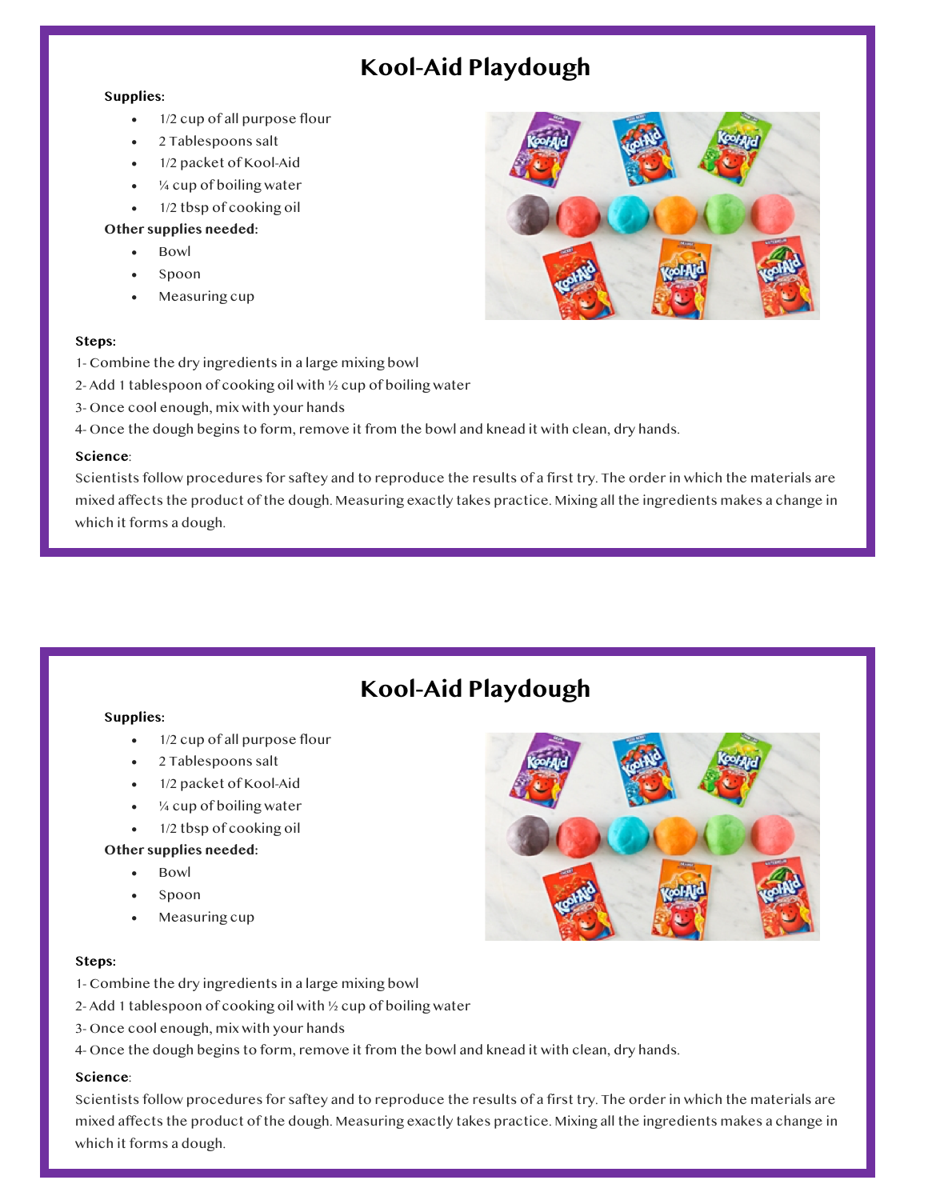# Kool-Aid Playdough

**Supplies:**

- 1/2 cup of all purpose flour
- 2 Tablespoons salt
- 1/2 packet of Kool-Aid
- ¼ cup of boiling water
- 1/2 tbsp of cooking oil

**Other supplies needed:**

- Bowl
- Spoon
- Measuring cup

**Steps:**

1- Combine the dry ingredients in a large mixing bowl
2- Add 1 tablespoon of cooking oil with ½ cup of boiling water
3- Once cool enough, mix with your hands
4- Once the dough begins to form, remove it from the bowl and knead it with clean, dry hands.

**Science**:

Scientists follow procedures for saftey and to reproduce the results of a first try. The order in which the materials are mixed affects the product of the dough. Measuring exactly takes practice. Mixing all the ingredients makes a change in which it forms a dough.

# Kool-Aid Playdough

**Supplies:**

- 1/2 cup of all purpose flour
- 2 Tablespoons salt
- 1/2 packet of Kool-Aid
- ¼ cup of boiling water
- 1/2 tbsp of cooking oil

**Other supplies needed:**

- Bowl
- Spoon
- Measuring cup

**Steps:**

1- Combine the dry ingredients in a large mixing bowl
2- Add 1 tablespoon of cooking oil with ½ cup of boiling water
3- Once cool enough, mix with your hands
4- Once the dough begins to form, remove it from the bowl and knead it with clean, dry hands.

**Science**:

Scientists follow procedures for saftey and to reproduce the results of a first try. The order in which the materials are mixed affects the product of the dough. Measuring exactly takes practice. Mixing all the ingredients makes a change in which it forms a dough.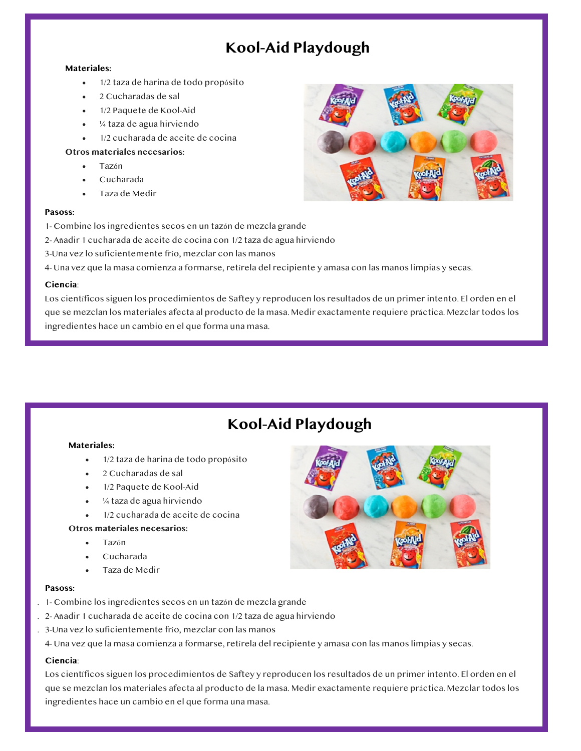# Kool-Aid Playdough

**Materiales:**

- 1/2 taza de harina de todo propósito
- 2 Cucharadas de sal
- 1/2 Paquete de Kool-Aid
- ¼ taza de agua hirviendo
- 1/2 cucharada de aceite de cocina

**Otros materiales necesarios:**

- Tazón
- Cucharada
- Taza de Medir

**Pasoss:**

1- Combine los ingredientes secos en un tazón de mezcla grande

2- Añadir 1 cucharada de aceite de cocina con 1/2 taza de agua hirviendo

3-Una vez lo suficientemente frío, mezclar con las manos

4- Una vez que la masa comienza a formarse, retírela del recipiente y amasa con las manos limpias y secas.

**Ciencia**:

Los científicos siguen los procedimientos de Saftey y reproducen los resultados de un primer intento. El orden en el que se mezclan los materiales afecta al producto de la masa. Medir exactamente requiere práctica. Mezclar todos los ingredientes hace un cambio en el que forma una masa.

# Kool-Aid Playdough

**Materiales:**

- 1/2 taza de harina de todo propósito
- 2 Cucharadas de sal
- 1/2 Paquete de Kool-Aid
- ¼ taza de agua hirviendo
- 1/2 cucharada de aceite de cocina

**Otros materiales necesarios:**

- Tazón
- Cucharada
- Taza de Medir

**Pasoss:**

1- Combine los ingredientes secos en un tazón de mezcla grande

2- Añadir 1 cucharada de aceite de cocina con 1/2 taza de agua hirviendo

3-Una vez lo suficientemente frío, mezclar con las manos

4- Una vez que la masa comienza a formarse, retírela del recipiente y amasa con las manos limpias y secas.

**Ciencia**:

Los científicos siguen los procedimientos de Saftey y reproducen los resultados de un primer intento. El orden en el que se mezclan los materiales afecta al producto de la masa. Medir exactamente requiere práctica. Mezclar todos los ingredientes hace un cambio en el que forma una masa.